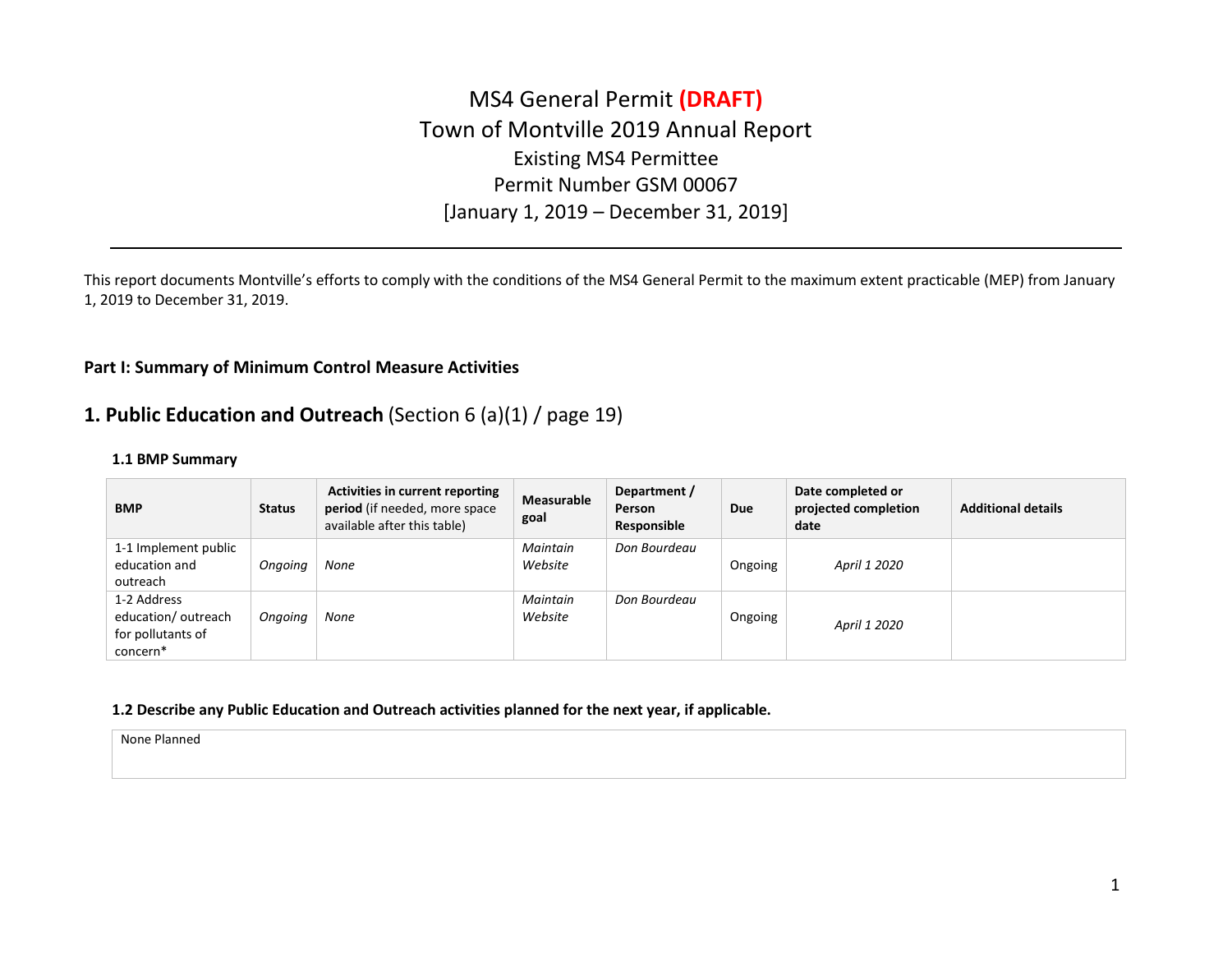# MS4 General Permit **(DRAFT)**
# Town of Montville 2019 Annual Report
## Existing MS4 Permittee
## Permit Number GSM 00067
## [January 1, 2019 – December 31, 2019]

---

This report documents Montville's efforts to comply with the conditions of the MS4 General Permit to the maximum extent practicable (MEP) from January 1, 2019 to December 31, 2019.

**Part I: Summary of Minimum Control Measure Activities**

## 1. Public Education and Outreach (Section 6 (a)(1) / page 19)

### 1.1 BMP Summary

| BMP | Status | Activities in current reporting period (if needed, more space available after this table) | Measurable goal | Department / Person Responsible | Due | Date completed or projected completion date | Additional details |
|---|---|---|---|---|---|---|---|
| 1-1 Implement public education and outreach | *Ongoing* | *None* | *Maintain Website* | *Don Bourdeau* | Ongoing | *April 1 2020* | |
| 1-2 Address education/ outreach for pollutants of concern* | *Ongoing* | *None* | *Maintain Website* | *Don Bourdeau* | Ongoing | *April 1 2020* | |

### 1.2 Describe any Public Education and Outreach activities planned for the next year, if applicable.

None Planned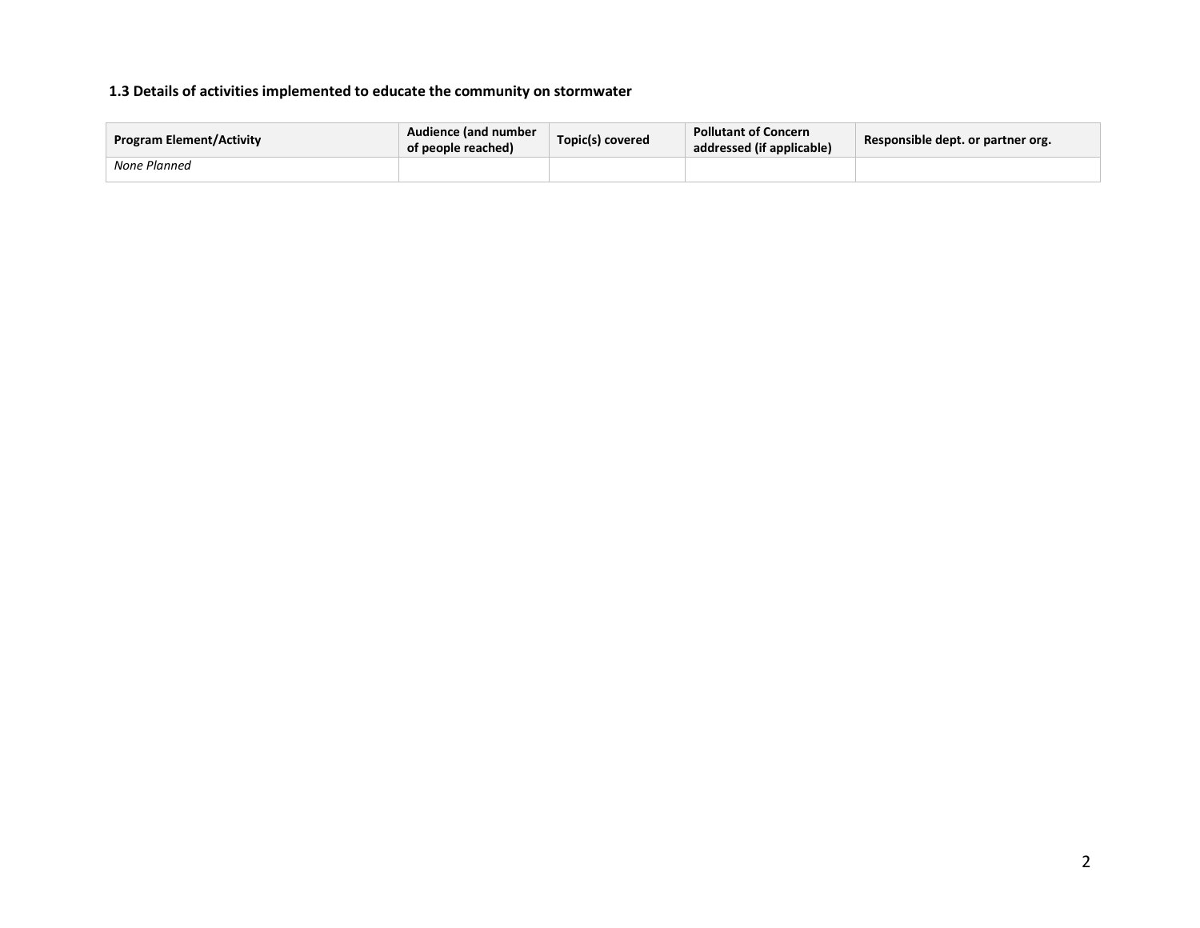### 1.3 Details of activities implemented to educate the community on stormwater

| Program Element/Activity | Audience (and number of people reached) | Topic(s) covered | Pollutant of Concern addressed (if applicable) | Responsible dept. or partner org. |
|---|---|---|---|---|
| *None Planned* | | | | |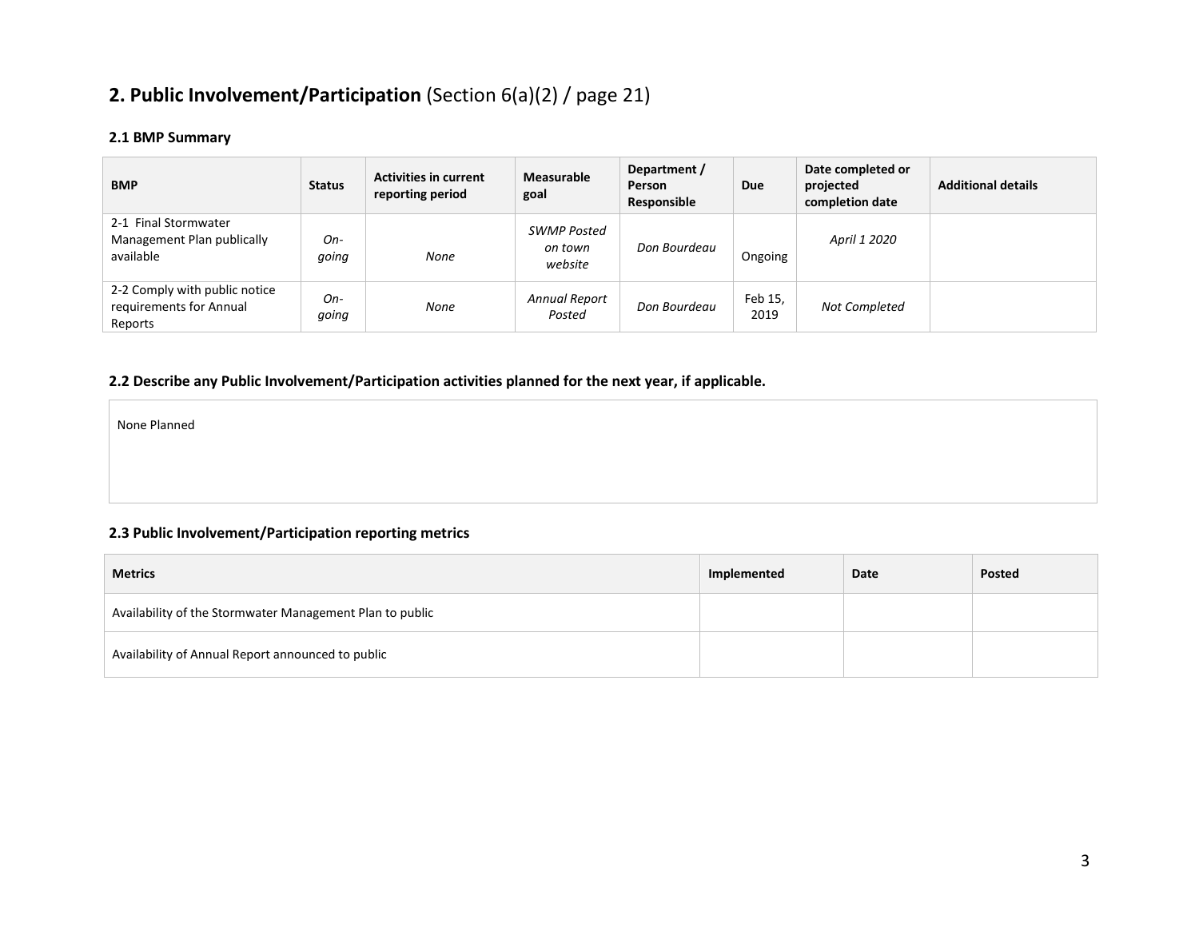## 2. Public Involvement/Participation (Section 6(a)(2) / page 21)

### 2.1 BMP Summary

| BMP | Status | Activities in current reporting period | Measurable goal | Department / Person Responsible | Due | Date completed or projected completion date | Additional details |
|---|---|---|---|---|---|---|---|
| 2-1 Final Stormwater Management Plan publically available | *On-going* | *None* | *SWMP Posted on town website* | *Don Bourdeau* | Ongoing | *April 1 2020* | |
| 2-2 Comply with public notice requirements for Annual Reports | *On-going* | *None* | *Annual Report Posted* | *Don Bourdeau* | Feb 15, 2019 | *Not Completed* | |

### 2.2 Describe any Public Involvement/Participation activities planned for the next year, if applicable.

None Planned

### 2.3 Public Involvement/Participation reporting metrics

| Metrics | Implemented | Date | Posted |
|---|---|---|---|
| Availability of the Stormwater Management Plan to public | | | |
| Availability of Annual Report announced to public | | | |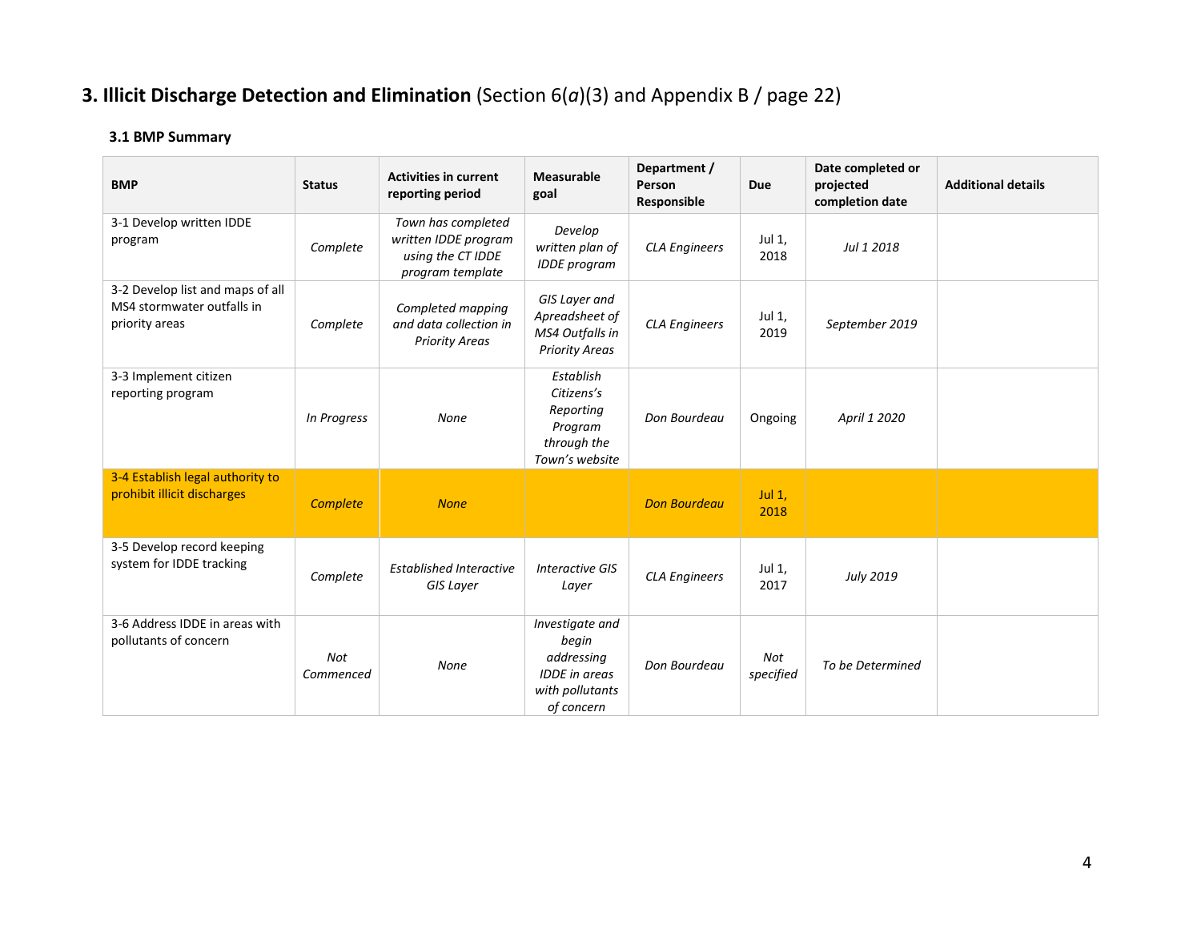## 3. Illicit Discharge Detection and Elimination (Section 6(*a*)(3) and Appendix B / page 22)

### 3.1 BMP Summary

| BMP | Status | Activities in current reporting period | Measurable goal | Department / Person Responsible | Due | Date completed or projected completion date | Additional details |
|---|---|---|---|---|---|---|---|
| 3-1 Develop written IDDE program | *Complete* | *Town has completed written IDDE program using the CT IDDE program template* | *Develop written plan of IDDE program* | *CLA Engineers* | Jul 1, 2018 | *Jul 1 2018* | |
| 3-2 Develop list and maps of all MS4 stormwater outfalls in priority areas | *Complete* | *Completed mapping and data collection in Priority Areas* | *GIS Layer and Apreadsheet of MS4 Outfalls in Priority Areas* | *CLA Engineers* | Jul 1, 2019 | *September 2019* | |
| 3-3 Implement citizen reporting program | *In Progress* | *None* | *Establish Citizens's Reporting Program through the Town's website* | *Don Bourdeau* | Ongoing | *April 1 2020* | |
| 3-4 Establish legal authority to prohibit illicit discharges | *Complete* | *None* | | *Don Bourdeau* | Jul 1, 2018 | | |
| 3-5 Develop record keeping system for IDDE tracking | *Complete* | *Established Interactive GIS Layer* | *Interactive GIS Layer* | *CLA Engineers* | Jul 1, 2017 | *July 2019* | |
| 3-6 Address IDDE in areas with pollutants of concern | *Not Commenced* | *None* | *Investigate and begin addressing IDDE in areas with pollutants of concern* | *Don Bourdeau* | *Not specified* | *To be Determined* | |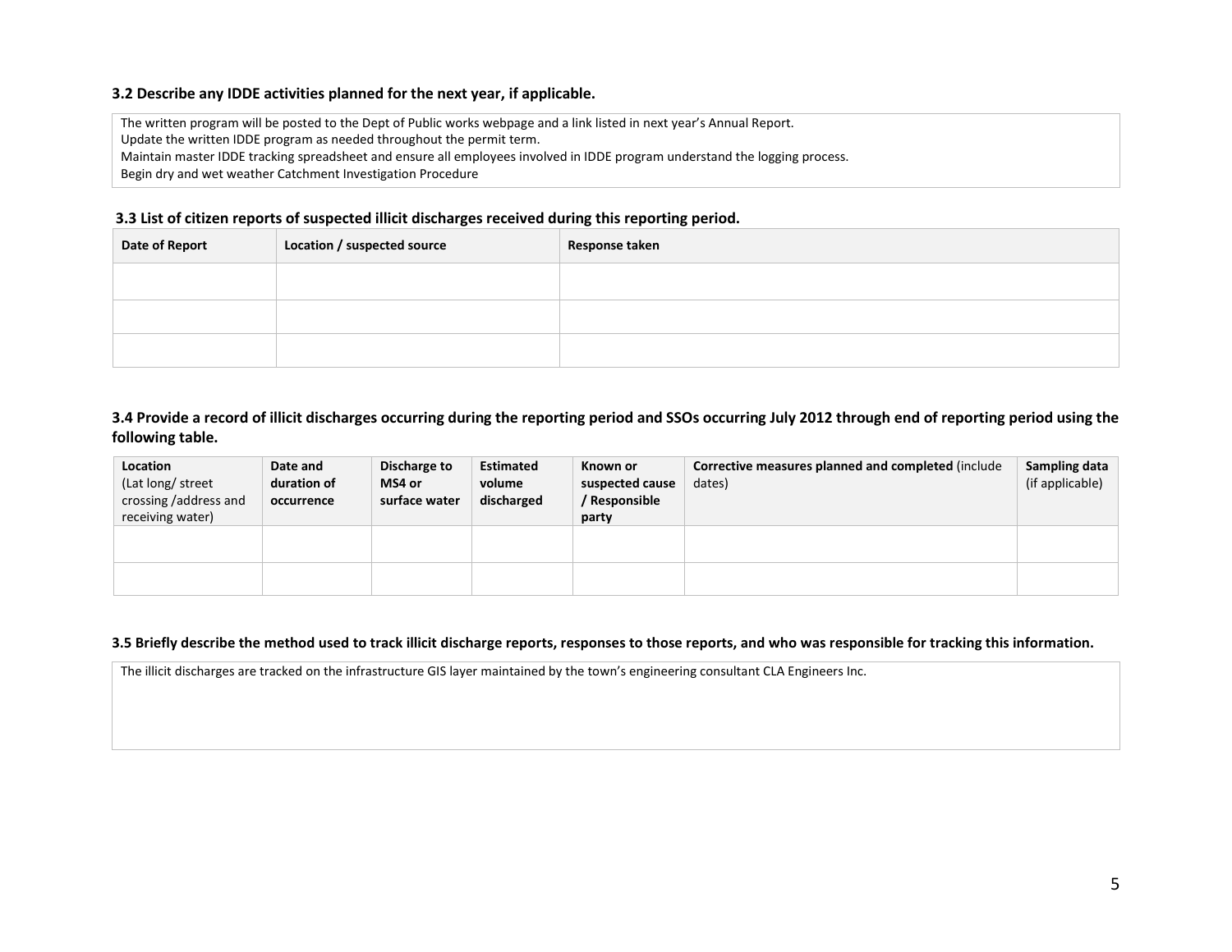### 3.2 Describe any IDDE activities planned for the next year, if applicable.

The written program will be posted to the Dept of Public works webpage and a link listed in next year's Annual Report.
Update the written IDDE program as needed throughout the permit term.
Maintain master IDDE tracking spreadsheet and ensure all employees involved in IDDE program understand the logging process.
Begin dry and wet weather Catchment Investigation Procedure

### 3.3 List of citizen reports of suspected illicit discharges received during this reporting period.

| Date of Report | Location / suspected source | Response taken |
|---|---|---|
| | | |
| | | |
| | | |

### 3.4 Provide a record of illicit discharges occurring during the reporting period and SSOs occurring July 2012 through end of reporting period using the following table.

| **Location** (Lat long/ street crossing /address and receiving water) | **Date and duration of occurrence** | **Discharge to MS4 or surface water** | **Estimated volume discharged** | **Known or suspected cause / Responsible party** | **Corrective measures planned and completed** (include dates) | **Sampling data** (if applicable) |
|---|---|---|---|---|---|---|
| | | | | | | |
| | | | | | | |

### 3.5 Briefly describe the method used to track illicit discharge reports, responses to those reports, and who was responsible for tracking this information.

The illicit discharges are tracked on the infrastructure GIS layer maintained by the town's engineering consultant CLA Engineers Inc.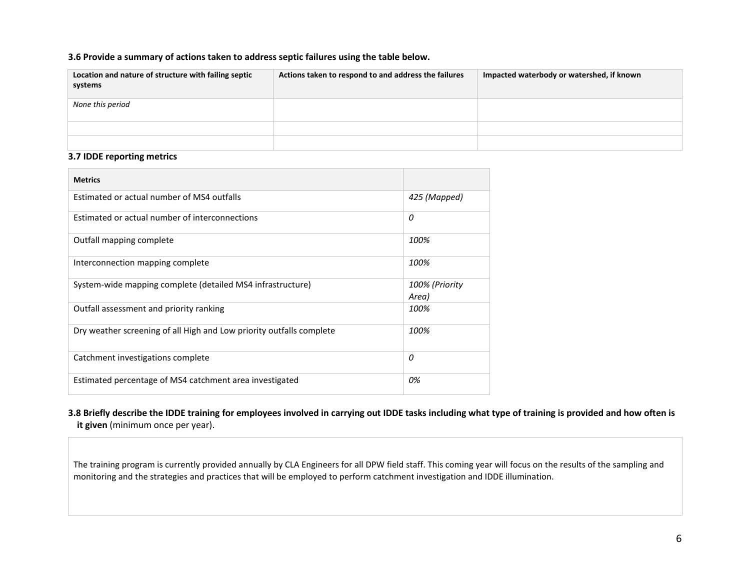**3.6 Provide a summary of actions taken to address septic failures using the table below.**

| Location and nature of structure with failing septic systems | Actions taken to respond to and address the failures | Impacted waterbody or watershed, if known |
|---|---|---|
| *None this period* | | |
| | | |
| | | |

**3.7 IDDE reporting metrics**

| Metrics | |
|---|---|
| Estimated or actual number of MS4 outfalls | *425 (Mapped)* |
| Estimated or actual number of interconnections | *0* |
| Outfall mapping complete | *100%* |
| Interconnection mapping complete | *100%* |
| System-wide mapping complete (detailed MS4 infrastructure) | *100% (Priority Area)* |
| Outfall assessment and priority ranking | *100%* |
| Dry weather screening of all High and Low priority outfalls complete | *100%* |
| Catchment investigations complete | *0* |
| Estimated percentage of MS4 catchment area investigated | *0%* |

**3.8 Briefly describe the IDDE training for employees involved in carrying out IDDE tasks including what type of training is provided and how often is it given** (minimum once per year).

The training program is currently provided annually by CLA Engineers for all DPW field staff. This coming year will focus on the results of the sampling and monitoring and the strategies and practices that will be employed to perform catchment investigation and IDDE illumination.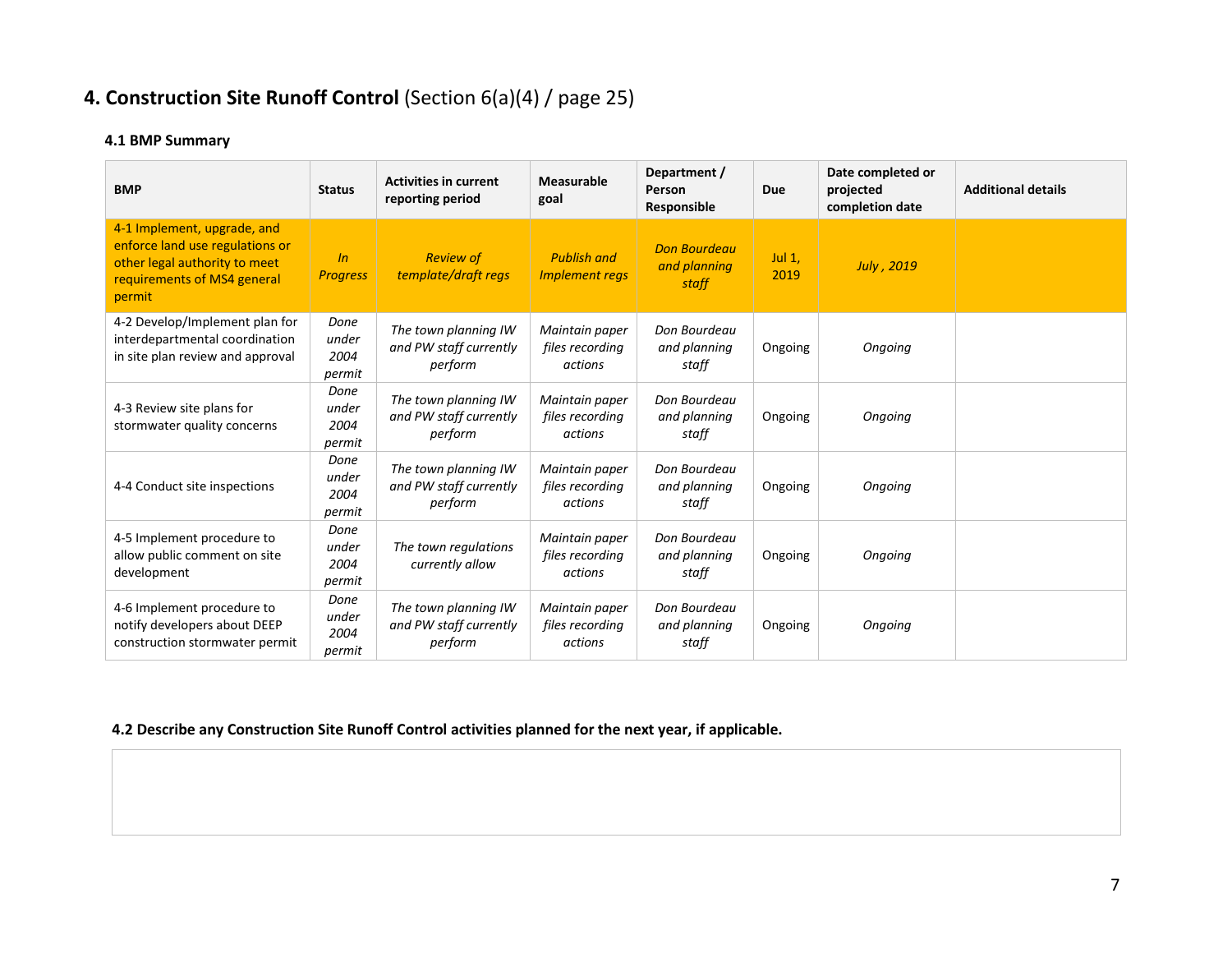## 4. Construction Site Runoff Control (Section 6(a)(4) / page 25)

### 4.1 BMP Summary

| BMP | Status | Activities in current reporting period | Measurable goal | Department / Person Responsible | Due | Date completed or projected completion date | Additional details |
|---|---|---|---|---|---|---|---|
| 4-1 Implement, upgrade, and enforce land use regulations or other legal authority to meet requirements of MS4 general permit | *In Progress* | *Review of template/draft regs* | *Publish and Implement regs* | *Don Bourdeau and planning staff* | Jul 1, 2019 | *July , 2019* | |
| 4-2 Develop/Implement plan for interdepartmental coordination in site plan review and approval | *Done under 2004 permit* | *The town planning IW and PW staff currently perform* | *Maintain paper files recording actions* | *Don Bourdeau and planning staff* | Ongoing | *Ongoing* | |
| 4-3 Review site plans for stormwater quality concerns | *Done under 2004 permit* | *The town planning IW and PW staff currently perform* | *Maintain paper files recording actions* | *Don Bourdeau and planning staff* | Ongoing | *Ongoing* | |
| 4-4 Conduct site inspections | *Done under 2004 permit* | *The town planning IW and PW staff currently perform* | *Maintain paper files recording actions* | *Don Bourdeau and planning staff* | Ongoing | *Ongoing* | |
| 4-5 Implement procedure to allow public comment on site development | *Done under 2004 permit* | *The town regulations currently allow* | *Maintain paper files recording actions* | *Don Bourdeau and planning staff* | Ongoing | *Ongoing* | |
| 4-6 Implement procedure to notify developers about DEEP construction stormwater permit | *Done under 2004 permit* | *The town planning IW and PW staff currently perform* | *Maintain paper files recording actions* | *Don Bourdeau and planning staff* | Ongoing | *Ongoing* | |

### 4.2 Describe any Construction Site Runoff Control activities planned for the next year, if applicable.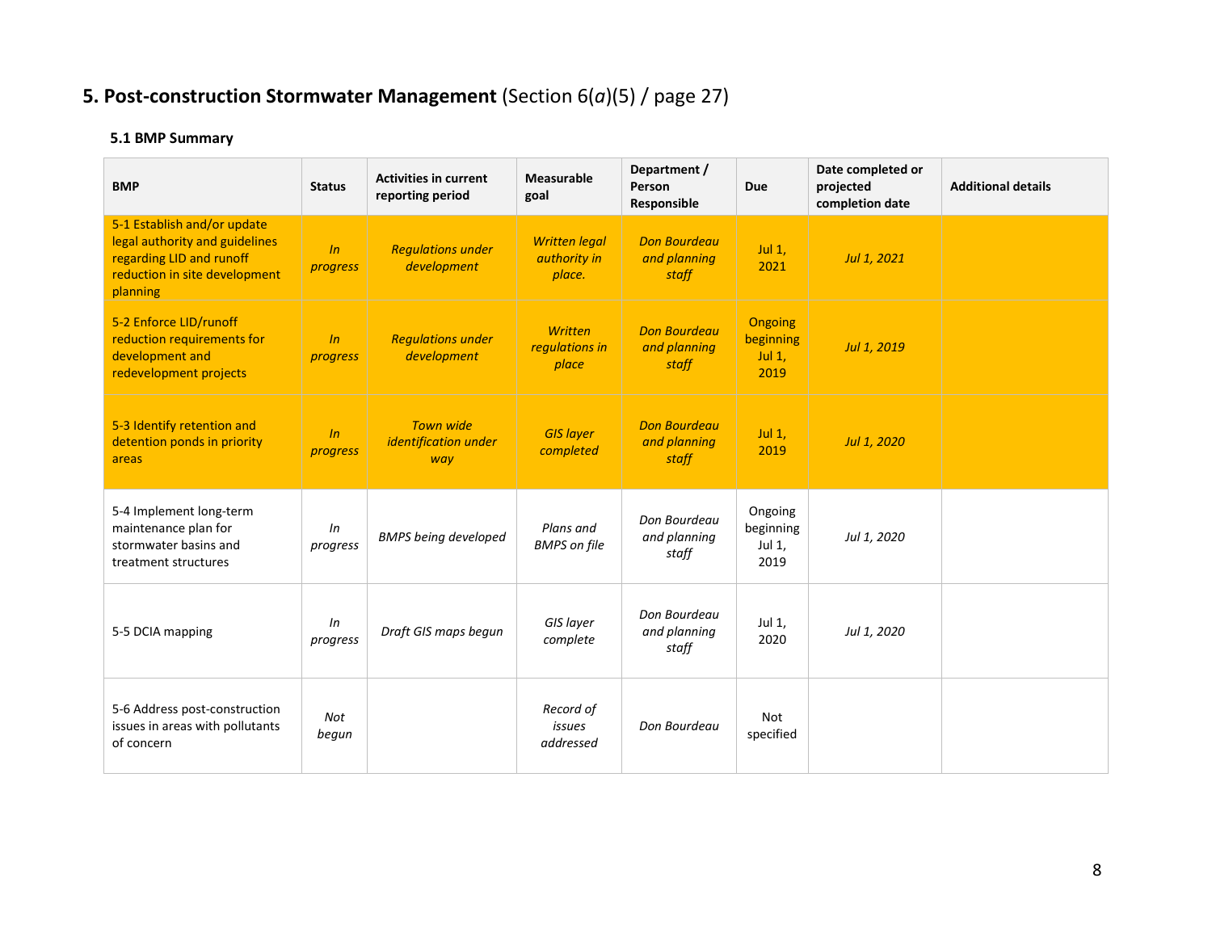## 5. Post-construction Stormwater Management (Section 6(*a*)(5) / page 27)

### 5.1 BMP Summary

| BMP | Status | Activities in current reporting period | Measurable goal | Department / Person Responsible | Due | Date completed or projected completion date | Additional details |
|---|---|---|---|---|---|---|---|
| 5-1 Establish and/or update legal authority and guidelines regarding LID and runoff reduction in site development planning | *In progress* | *Regulations under development* | *Written legal authority in place.* | *Don Bourdeau and planning staff* | Jul 1, 2021 | *Jul 1, 2021* | |
| 5-2 Enforce LID/runoff reduction requirements for development and redevelopment projects | *In progress* | *Regulations under development* | *Written regulations in place* | *Don Bourdeau and planning staff* | Ongoing beginning Jul 1, 2019 | *Jul 1, 2019* | |
| 5-3 Identify retention and detention ponds in priority areas | *In progress* | *Town wide identification under way* | *GIS layer completed* | *Don Bourdeau and planning staff* | Jul 1, 2019 | *Jul 1, 2020* | |
| 5-4 Implement long-term maintenance plan for stormwater basins and treatment structures | *In progress* | *BMPS being developed* | *Plans and BMPS on file* | *Don Bourdeau and planning staff* | Ongoing beginning Jul 1, 2019 | *Jul 1, 2020* | |
| 5-5 DCIA mapping | *In progress* | *Draft GIS maps begun* | *GIS layer complete* | *Don Bourdeau and planning staff* | Jul 1, 2020 | *Jul 1, 2020* | |
| 5-6 Address post-construction issues in areas with pollutants of concern | *Not begun* | | *Record of issues addressed* | *Don Bourdeau* | Not specified | | |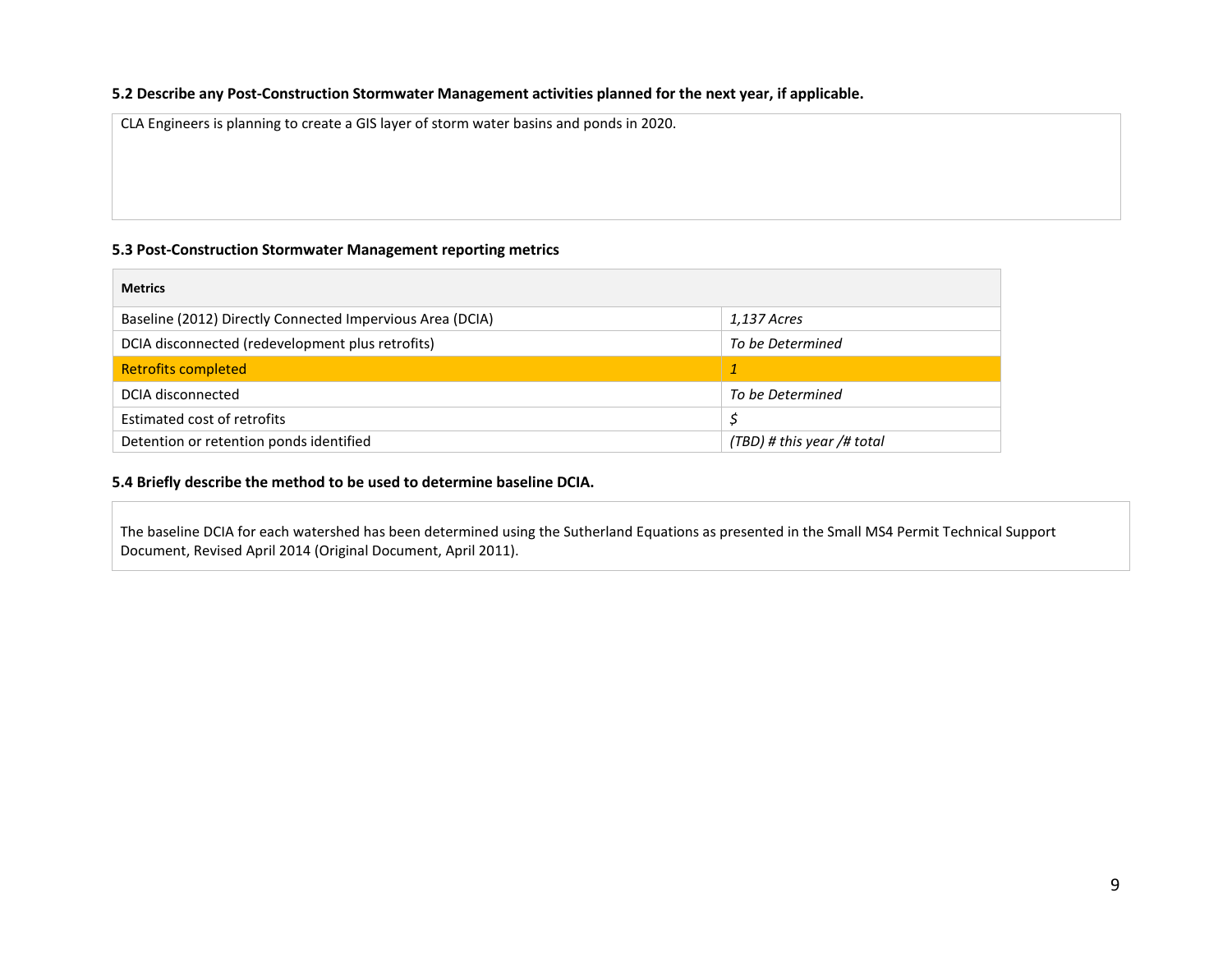**5.2 Describe any Post-Construction Stormwater Management activities planned for the next year, if applicable.**

CLA Engineers is planning to create a GIS layer of storm water basins and ponds in 2020.

**5.3 Post-Construction Stormwater Management reporting metrics**

| Metrics | |
|---|---|
| Baseline (2012) Directly Connected Impervious Area (DCIA) | *1,137 Acres* |
| DCIA disconnected (redevelopment plus retrofits) | *To be Determined* |
| Retrofits completed | *1* |
| DCIA disconnected | *To be Determined* |
| Estimated cost of retrofits | *$* |
| Detention or retention ponds identified | *(TBD) # this year /# total* |

**5.4 Briefly describe the method to be used to determine baseline DCIA.**

The baseline DCIA for each watershed has been determined using the Sutherland Equations as presented in the Small MS4 Permit Technical Support Document, Revised April 2014 (Original Document, April 2011).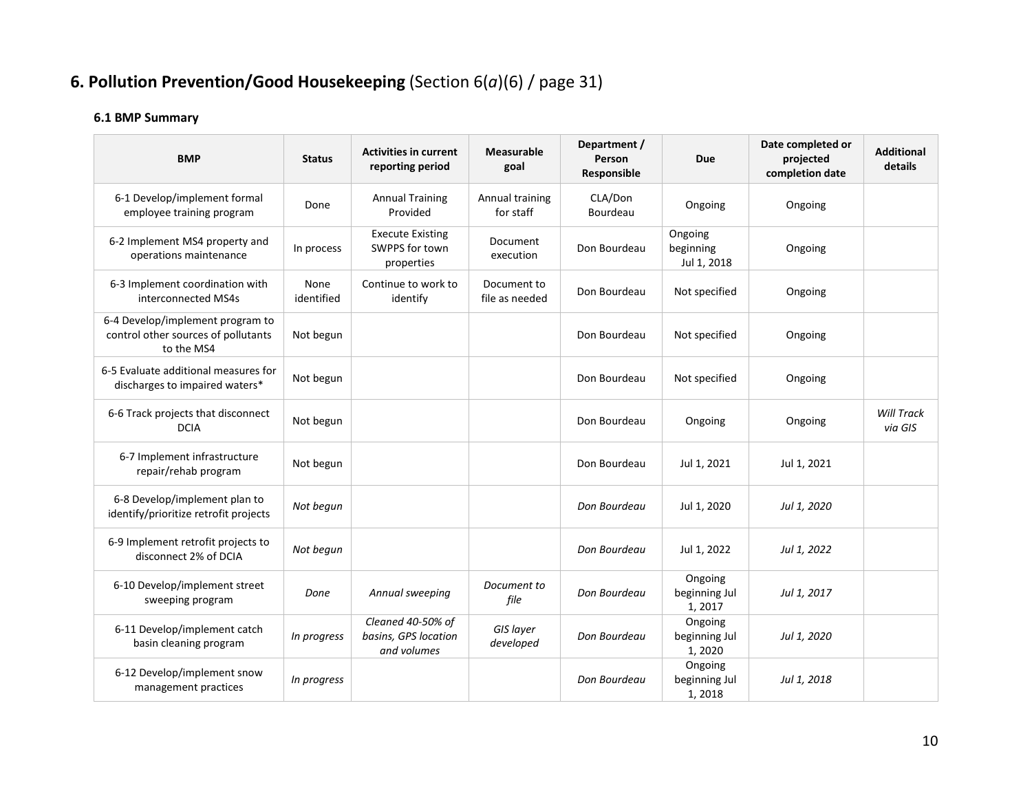# 6. Pollution Prevention/Good Housekeeping (Section 6(*a*)(6) / page 31)

### 6.1 BMP Summary

| BMP | Status | Activities in current reporting period | Measurable goal | Department / Person Responsible | Due | Date completed or projected completion date | Additional details |
|---|---|---|---|---|---|---|---|
| 6-1 Develop/implement formal employee training program | Done | Annual Training Provided | Annual training for staff | CLA/Don Bourdeau | Ongoing | Ongoing | |
| 6-2 Implement MS4 property and operations maintenance | In process | Execute Existing SWPPS for town properties | Document execution | Don Bourdeau | Ongoing beginning Jul 1, 2018 | Ongoing | |
| 6-3 Implement coordination with interconnected MS4s | None identified | Continue to work to identify | Document to file as needed | Don Bourdeau | Not specified | Ongoing | |
| 6-4 Develop/implement program to control other sources of pollutants to the MS4 | Not begun | | | Don Bourdeau | Not specified | Ongoing | |
| 6-5 Evaluate additional measures for discharges to impaired waters* | Not begun | | | Don Bourdeau | Not specified | Ongoing | |
| 6-6 Track projects that disconnect DCIA | Not begun | | | Don Bourdeau | Ongoing | Ongoing | *Will Track via GIS* |
| 6-7 Implement infrastructure repair/rehab program | Not begun | | | Don Bourdeau | Jul 1, 2021 | Jul 1, 2021 | |
| 6-8 Develop/implement plan to identify/prioritize retrofit projects | *Not begun* | | | *Don Bourdeau* | Jul 1, 2020 | *Jul 1, 2020* | |
| 6-9 Implement retrofit projects to disconnect 2% of DCIA | *Not begun* | | | *Don Bourdeau* | Jul 1, 2022 | *Jul 1, 2022* | |
| 6-10 Develop/implement street sweeping program | *Done* | *Annual sweeping* | *Document to file* | *Don Bourdeau* | Ongoing beginning Jul 1, 2017 | *Jul 1, 2017* | |
| 6-11 Develop/implement catch basin cleaning program | *In progress* | *Cleaned 40-50% of basins, GPS location and volumes* | *GIS layer developed* | *Don Bourdeau* | Ongoing beginning Jul 1, 2020 | *Jul 1, 2020* | |
| 6-12 Develop/implement snow management practices | *In progress* | | | *Don Bourdeau* | Ongoing beginning Jul 1, 2018 | *Jul 1, 2018* | |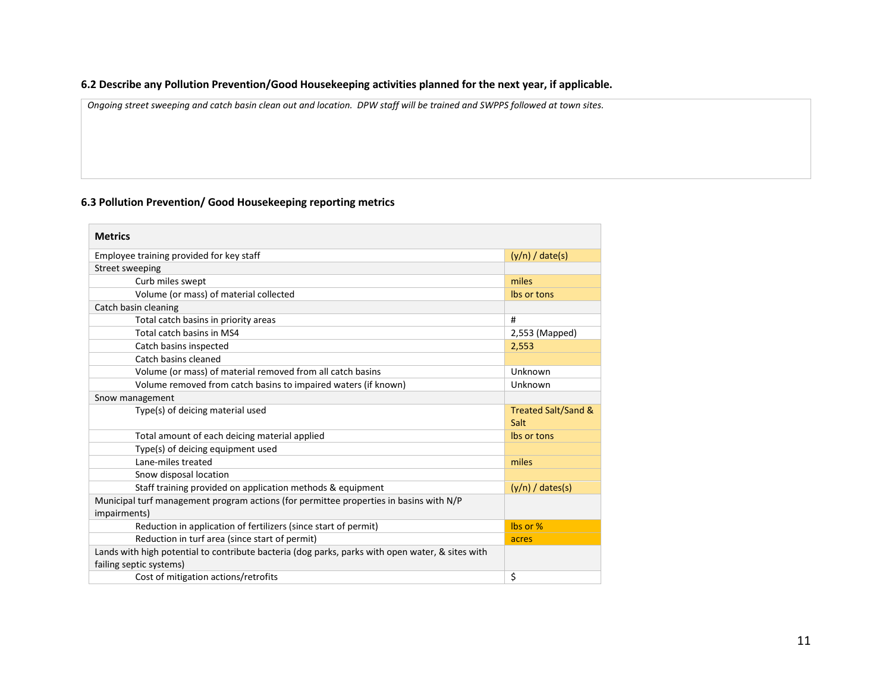### 6.2 Describe any Pollution Prevention/Good Housekeeping activities planned for the next year, if applicable.

*Ongoing street sweeping and catch basin clean out and location. DPW staff will be trained and SWPPS followed at town sites.*

### 6.3 Pollution Prevention/ Good Housekeeping reporting metrics

| Metrics | |
|---|---|
| Employee training provided for key staff | (y/n) / date(s) |
| Street sweeping | |
| Curb miles swept | miles |
| Volume (or mass) of material collected | lbs or tons |
| Catch basin cleaning | |
| Total catch basins in priority areas | # |
| Total catch basins in MS4 | 2,553 (Mapped) |
| Catch basins inspected | 2,553 |
| Catch basins cleaned | |
| Volume (or mass) of material removed from all catch basins | Unknown |
| Volume removed from catch basins to impaired waters (if known) | Unknown |
| Snow management | |
| Type(s) of deicing material used | Treated Salt/Sand & Salt |
| Total amount of each deicing material applied | lbs or tons |
| Type(s) of deicing equipment used | |
| Lane-miles treated | miles |
| Snow disposal location | |
| Staff training provided on application methods & equipment | (y/n) / dates(s) |
| Municipal turf management program actions (for permittee properties in basins with N/P impairments) | |
| Reduction in application of fertilizers (since start of permit) | lbs or % |
| Reduction in turf area (since start of permit) | acres |
| Lands with high potential to contribute bacteria (dog parks, parks with open water, & sites with failing septic systems) | |
| Cost of mitigation actions/retrofits | $ |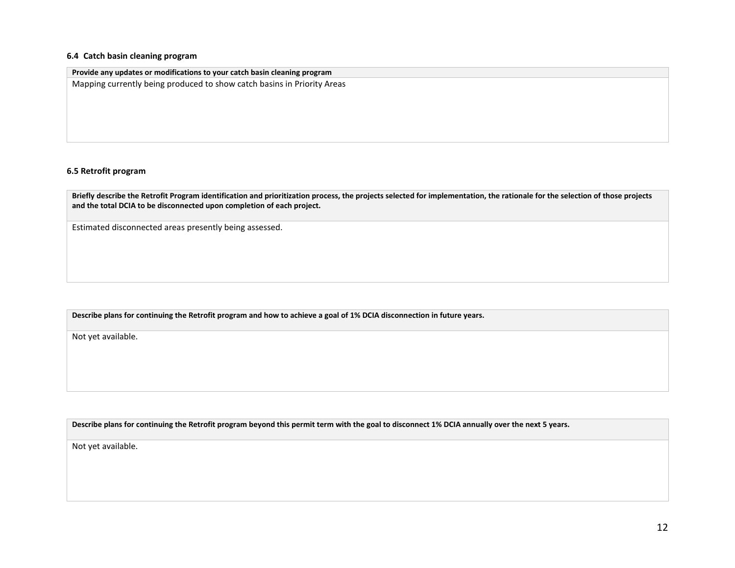### 6.4 Catch basin cleaning program

| Provide any updates or modifications to your catch basin cleaning program |
| --- |
| Mapping currently being produced to show catch basins in Priority Areas |

### 6.5 Retrofit program

| Briefly describe the Retrofit Program identification and prioritization process, the projects selected for implementation, the rationale for the selection of those projects and the total DCIA to be disconnected upon completion of each project. |
| --- |
| Estimated disconnected areas presently being assessed. |

| Describe plans for continuing the Retrofit program and how to achieve a goal of 1% DCIA disconnection in future years. |
| --- |
| Not yet available. |

| Describe plans for continuing the Retrofit program beyond this permit term with the goal to disconnect 1% DCIA annually over the next 5 years. |
| --- |
| Not yet available. |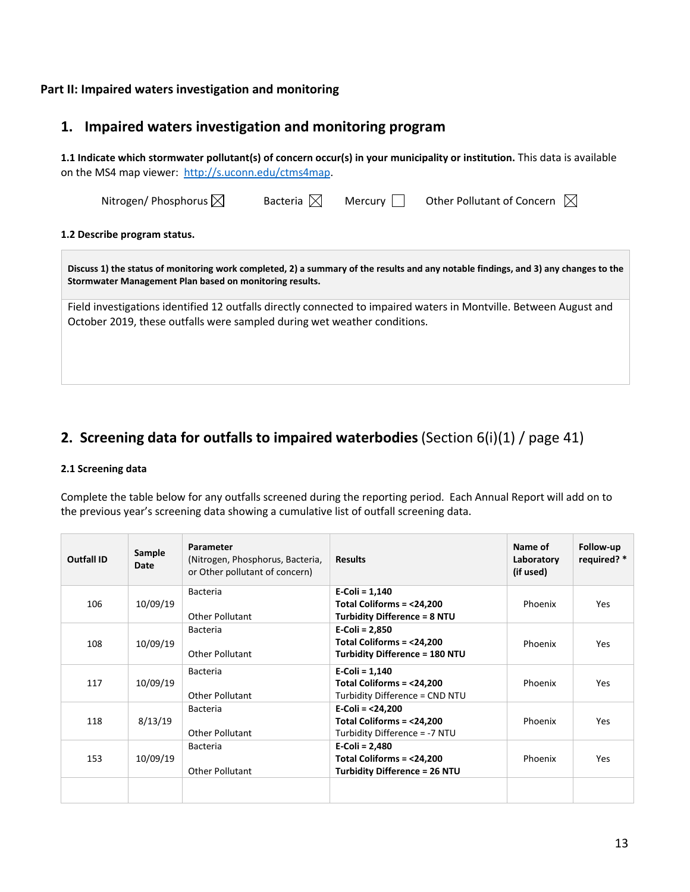**Part II: Impaired waters investigation and monitoring**

## 1. Impaired waters investigation and monitoring program

**1.1 Indicate which stormwater pollutant(s) of concern occur(s) in your municipality or institution.** This data is available on the MS4 map viewer: http://s.uconn.edu/ctms4map.

Nitrogen/ Phosphorus ☒ Bacteria ☒ Mercury ☐ Other Pollutant of Concern ☒

**1.2 Describe program status.**

| **Discuss 1) the status of monitoring work completed, 2) a summary of the results and any notable findings, and 3) any changes to the Stormwater Management Plan based on monitoring results.** |
|---|
| Field investigations identified 12 outfalls directly connected to impaired waters in Montville. Between August and October 2019, these outfalls were sampled during wet weather conditions. |

## 2. Screening data for outfalls to impaired waterbodies (Section 6(i)(1) / page 41)

**2.1 Screening data**

Complete the table below for any outfalls screened during the reporting period. Each Annual Report will add on to the previous year's screening data showing a cumulative list of outfall screening data.

| Outfall ID | Sample Date | Parameter (Nitrogen, Phosphorus, Bacteria, or Other pollutant of concern) | Results | Name of Laboratory (if used) | Follow-up required? * |
|---|---|---|---|---|---|
| 106 | 10/09/19 | Bacteria<br><br>Other Pollutant | **E-Coli = 1,140**<br>**Total Coliforms = <24,200**<br>**Turbidity Difference = 8 NTU** | Phoenix | Yes |
| 108 | 10/09/19 | Bacteria<br><br>Other Pollutant | **E-Coli = 2,850**<br>**Total Coliforms = <24,200**<br>**Turbidity Difference = 180 NTU** | Phoenix | Yes |
| 117 | 10/09/19 | Bacteria<br><br>Other Pollutant | **E-Coli = 1,140**<br>**Total Coliforms = <24,200**<br>Turbidity Difference = CND NTU | Phoenix | Yes |
| 118 | 8/13/19 | Bacteria<br><br>Other Pollutant | **E-Coli = <24,200**<br>**Total Coliforms = <24,200**<br>Turbidity Difference = -7 NTU | Phoenix | Yes |
| 153 | 10/09/19 | Bacteria<br><br>Other Pollutant | **E-Coli = 2,480**<br>**Total Coliforms = <24,200**<br>**Turbidity Difference = 26 NTU** | Phoenix | Yes |
| | | | | | |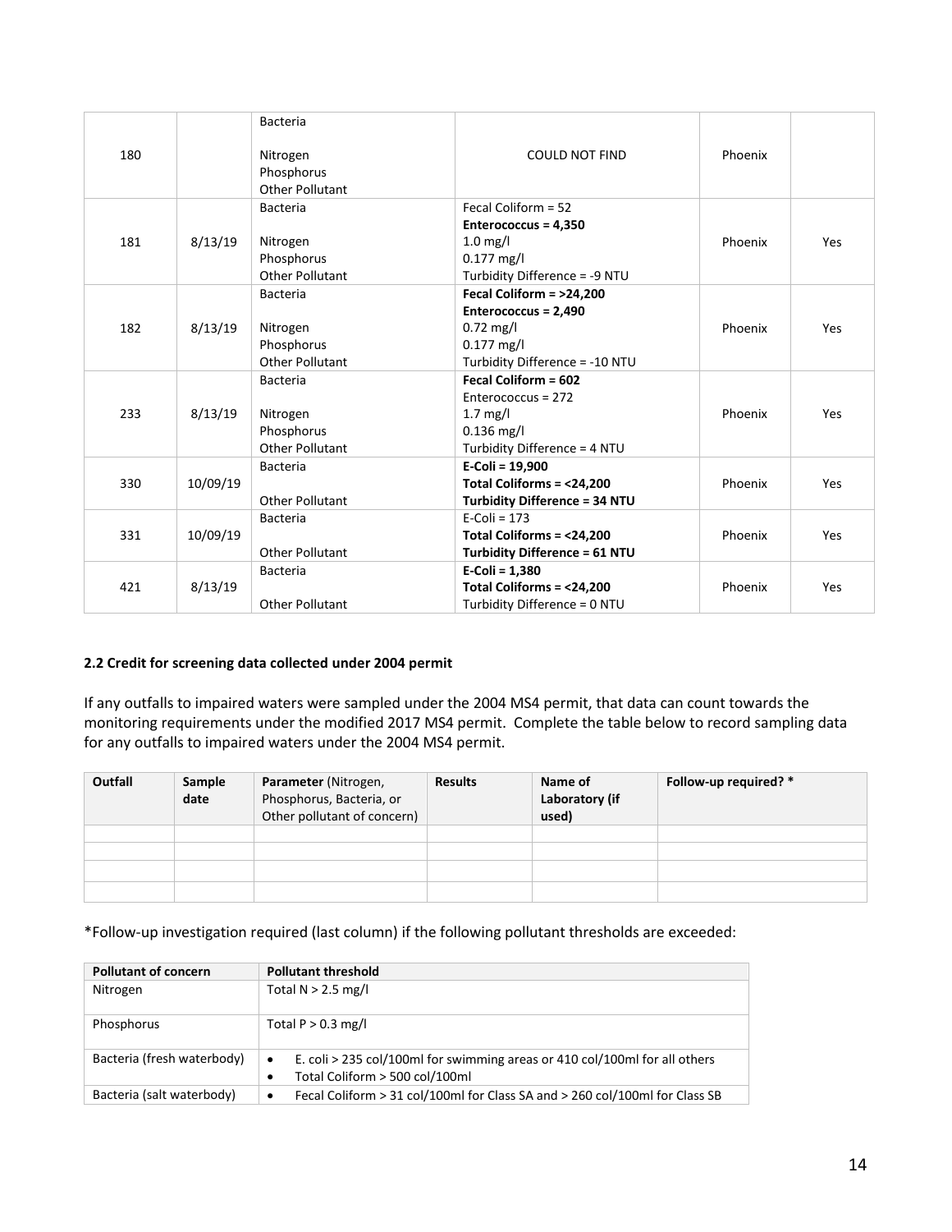| | | | | | |
|---|---|---|---|---|---|
| 180 | | Bacteria<br><br>Nitrogen<br>Phosphorus<br>Other Pollutant | COULD NOT FIND | Phoenix | |
| 181 | 8/13/19 | Bacteria<br><br>Nitrogen<br>Phosphorus<br>Other Pollutant | Fecal Coliform = 52<br>**Enterococcus = 4,350**<br>1.0 mg/l<br>0.177 mg/l<br>Turbidity Difference = -9 NTU | Phoenix | Yes |
| 182 | 8/13/19 | Bacteria<br><br>Nitrogen<br>Phosphorus<br>Other Pollutant | **Fecal Coliform = >24,200**<br>**Enterococcus = 2,490**<br>0.72 mg/l<br>0.177 mg/l<br>Turbidity Difference = -10 NTU | Phoenix | Yes |
| 233 | 8/13/19 | Bacteria<br><br>Nitrogen<br>Phosphorus<br>Other Pollutant | **Fecal Coliform = 602**<br>Enterococcus = 272<br>1.7 mg/l<br>0.136 mg/l<br>Turbidity Difference = 4 NTU | Phoenix | Yes |
| 330 | 10/09/19 | Bacteria<br><br>Other Pollutant | **E-Coli = 19,900**<br>**Total Coliforms = <24,200**<br>**Turbidity Difference = 34 NTU** | Phoenix | Yes |
| 331 | 10/09/19 | Bacteria<br><br>Other Pollutant | E-Coli = 173<br>**Total Coliforms = <24,200**<br>**Turbidity Difference = 61 NTU** | Phoenix | Yes |
| 421 | 8/13/19 | Bacteria<br><br>Other Pollutant | **E-Coli = 1,380**<br>**Total Coliforms = <24,200**<br>Turbidity Difference = 0 NTU | Phoenix | Yes |

**2.2 Credit for screening data collected under 2004 permit**

If any outfalls to impaired waters were sampled under the 2004 MS4 permit, that data can count towards the monitoring requirements under the modified 2017 MS4 permit. Complete the table below to record sampling data for any outfalls to impaired waters under the 2004 MS4 permit.

| Outfall | Sample date | Parameter (Nitrogen, Phosphorus, Bacteria, or Other pollutant of concern) | Results | Name of Laboratory (if used) | Follow-up required? * |
|---|---|---|---|---|---|
| | | | | | |
| | | | | | |
| | | | | | |
| | | | | | |

*Follow-up investigation required (last column) if the following pollutant thresholds are exceeded:

| Pollutant of concern | Pollutant threshold |
|---|---|
| Nitrogen | Total N > 2.5 mg/l |
| Phosphorus | Total P > 0.3 mg/l |
| Bacteria (fresh waterbody) | • E. coli > 235 col/100ml for swimming areas or 410 col/100ml for all others<br>• Total Coliform > 500 col/100ml |
| Bacteria (salt waterbody) | • Fecal Coliform > 31 col/100ml for Class SA and > 260 col/100ml for Class SB |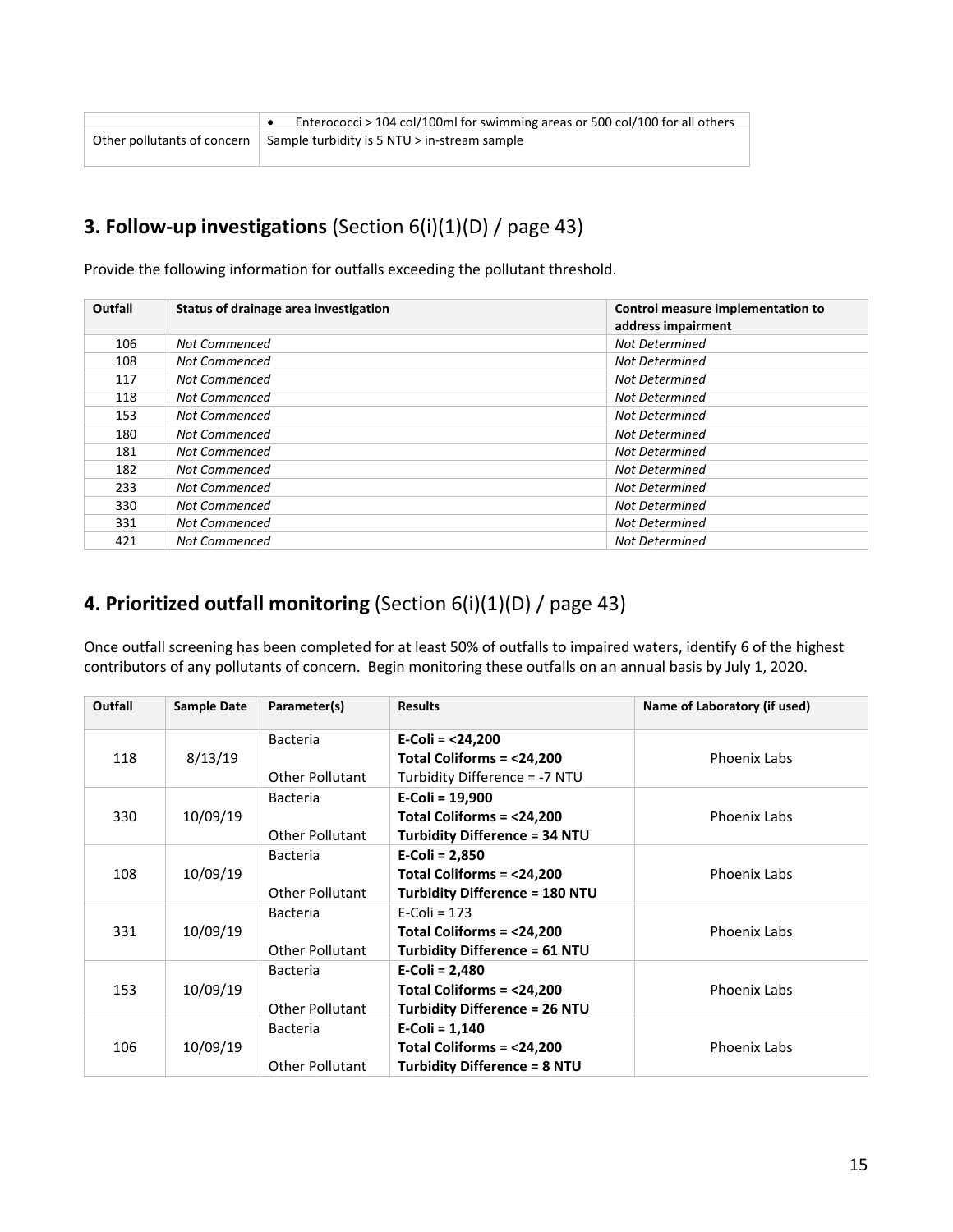|  | • Enterococci > 104 col/100ml for swimming areas or 500 col/100 for all others |
| --- | --- |
| Other pollutants of concern | Sample turbidity is 5 NTU > in-stream sample |

## 3. Follow-up investigations (Section 6(i)(1)(D) / page 43)

Provide the following information for outfalls exceeding the pollutant threshold.

| Outfall | Status of drainage area investigation | Control measure implementation to address impairment |
| --- | --- | --- |
| 106 | *Not Commenced* | *Not Determined* |
| 108 | *Not Commenced* | *Not Determined* |
| 117 | *Not Commenced* | *Not Determined* |
| 118 | *Not Commenced* | *Not Determined* |
| 153 | *Not Commenced* | *Not Determined* |
| 180 | *Not Commenced* | *Not Determined* |
| 181 | *Not Commenced* | *Not Determined* |
| 182 | *Not Commenced* | *Not Determined* |
| 233 | *Not Commenced* | *Not Determined* |
| 330 | *Not Commenced* | *Not Determined* |
| 331 | *Not Commenced* | *Not Determined* |
| 421 | *Not Commenced* | *Not Determined* |

## 4. Prioritized outfall monitoring (Section 6(i)(1)(D) / page 43)

Once outfall screening has been completed for at least 50% of outfalls to impaired waters, identify 6 of the highest contributors of any pollutants of concern. Begin monitoring these outfalls on an annual basis by July 1, 2020.

| Outfall | Sample Date | Parameter(s) | Results | Name of Laboratory (if used) |
| --- | --- | --- | --- | --- |
| 118 | 8/13/19 | Bacteria<br><br>Other Pollutant | **E-Coli = <24,200**<br>**Total Coliforms = <24,200**<br>Turbidity Difference = -7 NTU | Phoenix Labs |
| 330 | 10/09/19 | Bacteria<br><br>Other Pollutant | **E-Coli = 19,900**<br>**Total Coliforms = <24,200**<br>**Turbidity Difference = 34 NTU** | Phoenix Labs |
| 108 | 10/09/19 | Bacteria<br><br>Other Pollutant | **E-Coli = 2,850**<br>**Total Coliforms = <24,200**<br>**Turbidity Difference = 180 NTU** | Phoenix Labs |
| 331 | 10/09/19 | Bacteria<br><br>Other Pollutant | E-Coli = 173<br>**Total Coliforms = <24,200**<br>**Turbidity Difference = 61 NTU** | Phoenix Labs |
| 153 | 10/09/19 | Bacteria<br><br>Other Pollutant | **E-Coli = 2,480**<br>**Total Coliforms = <24,200**<br>**Turbidity Difference = 26 NTU** | Phoenix Labs |
| 106 | 10/09/19 | Bacteria<br><br>Other Pollutant | **E-Coli = 1,140**<br>**Total Coliforms = <24,200**<br>**Turbidity Difference = 8 NTU** | Phoenix Labs |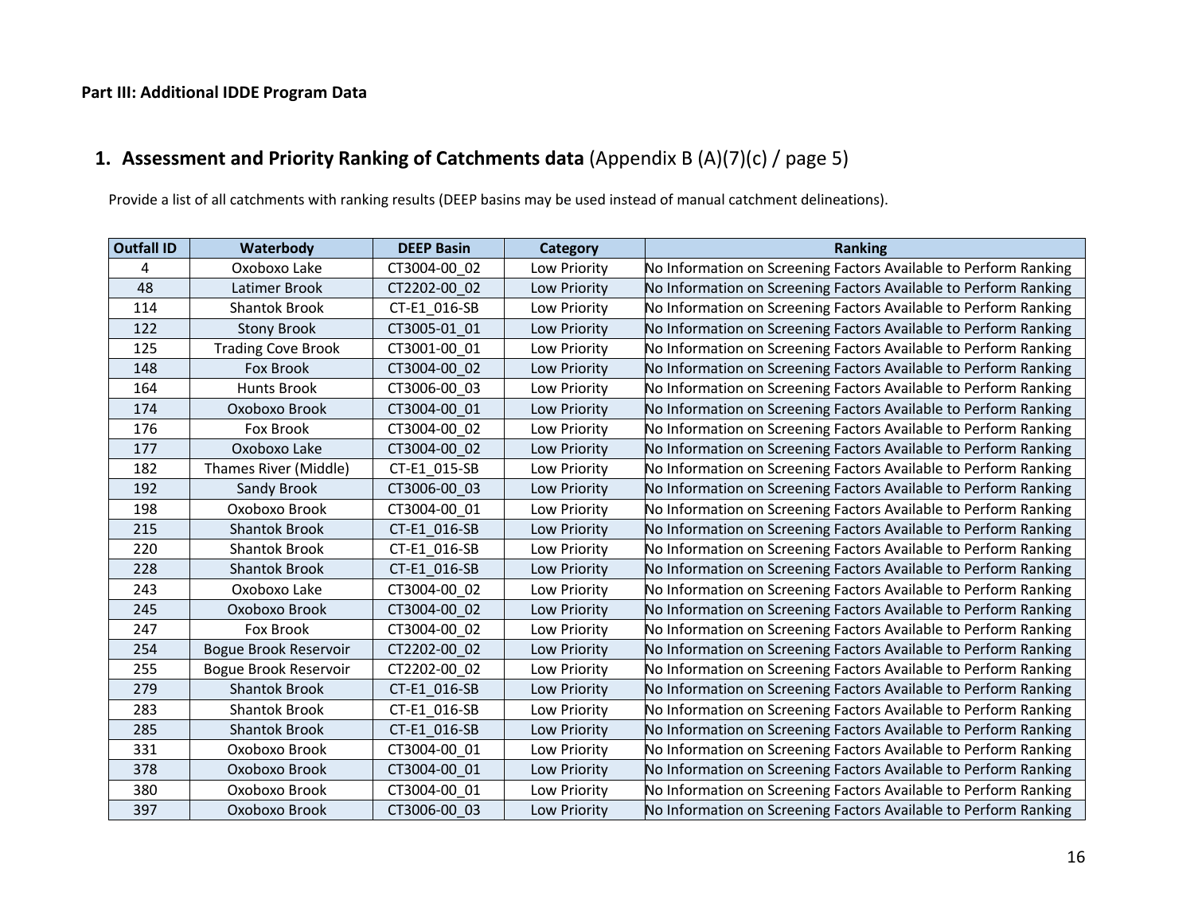**Part III: Additional IDDE Program Data**

## 1. Assessment and Priority Ranking of Catchments data (Appendix B (A)(7)(c) / page 5)

Provide a list of all catchments with ranking results (DEEP basins may be used instead of manual catchment delineations).

| Outfall ID | Waterbody | DEEP Basin | Category | Ranking |
|---|---|---|---|---|
| 4 | Oxoboxo Lake | CT3004-00_02 | Low Priority | No Information on Screening Factors Available to Perform Ranking |
| 48 | Latimer Brook | CT2202-00_02 | Low Priority | No Information on Screening Factors Available to Perform Ranking |
| 114 | Shantok Brook | CT-E1_016-SB | Low Priority | No Information on Screening Factors Available to Perform Ranking |
| 122 | Stony Brook | CT3005-01_01 | Low Priority | No Information on Screening Factors Available to Perform Ranking |
| 125 | Trading Cove Brook | CT3001-00_01 | Low Priority | No Information on Screening Factors Available to Perform Ranking |
| 148 | Fox Brook | CT3004-00_02 | Low Priority | No Information on Screening Factors Available to Perform Ranking |
| 164 | Hunts Brook | CT3006-00_03 | Low Priority | No Information on Screening Factors Available to Perform Ranking |
| 174 | Oxoboxo Brook | CT3004-00_01 | Low Priority | No Information on Screening Factors Available to Perform Ranking |
| 176 | Fox Brook | CT3004-00_02 | Low Priority | No Information on Screening Factors Available to Perform Ranking |
| 177 | Oxoboxo Lake | CT3004-00_02 | Low Priority | No Information on Screening Factors Available to Perform Ranking |
| 182 | Thames River (Middle) | CT-E1_015-SB | Low Priority | No Information on Screening Factors Available to Perform Ranking |
| 192 | Sandy Brook | CT3006-00_03 | Low Priority | No Information on Screening Factors Available to Perform Ranking |
| 198 | Oxoboxo Brook | CT3004-00_01 | Low Priority | No Information on Screening Factors Available to Perform Ranking |
| 215 | Shantok Brook | CT-E1_016-SB | Low Priority | No Information on Screening Factors Available to Perform Ranking |
| 220 | Shantok Brook | CT-E1_016-SB | Low Priority | No Information on Screening Factors Available to Perform Ranking |
| 228 | Shantok Brook | CT-E1_016-SB | Low Priority | No Information on Screening Factors Available to Perform Ranking |
| 243 | Oxoboxo Lake | CT3004-00_02 | Low Priority | No Information on Screening Factors Available to Perform Ranking |
| 245 | Oxoboxo Brook | CT3004-00_02 | Low Priority | No Information on Screening Factors Available to Perform Ranking |
| 247 | Fox Brook | CT3004-00_02 | Low Priority | No Information on Screening Factors Available to Perform Ranking |
| 254 | Bogue Brook Reservoir | CT2202-00_02 | Low Priority | No Information on Screening Factors Available to Perform Ranking |
| 255 | Bogue Brook Reservoir | CT2202-00_02 | Low Priority | No Information on Screening Factors Available to Perform Ranking |
| 279 | Shantok Brook | CT-E1_016-SB | Low Priority | No Information on Screening Factors Available to Perform Ranking |
| 283 | Shantok Brook | CT-E1_016-SB | Low Priority | No Information on Screening Factors Available to Perform Ranking |
| 285 | Shantok Brook | CT-E1_016-SB | Low Priority | No Information on Screening Factors Available to Perform Ranking |
| 331 | Oxoboxo Brook | CT3004-00_01 | Low Priority | No Information on Screening Factors Available to Perform Ranking |
| 378 | Oxoboxo Brook | CT3004-00_01 | Low Priority | No Information on Screening Factors Available to Perform Ranking |
| 380 | Oxoboxo Brook | CT3004-00_01 | Low Priority | No Information on Screening Factors Available to Perform Ranking |
| 397 | Oxoboxo Brook | CT3006-00_03 | Low Priority | No Information on Screening Factors Available to Perform Ranking |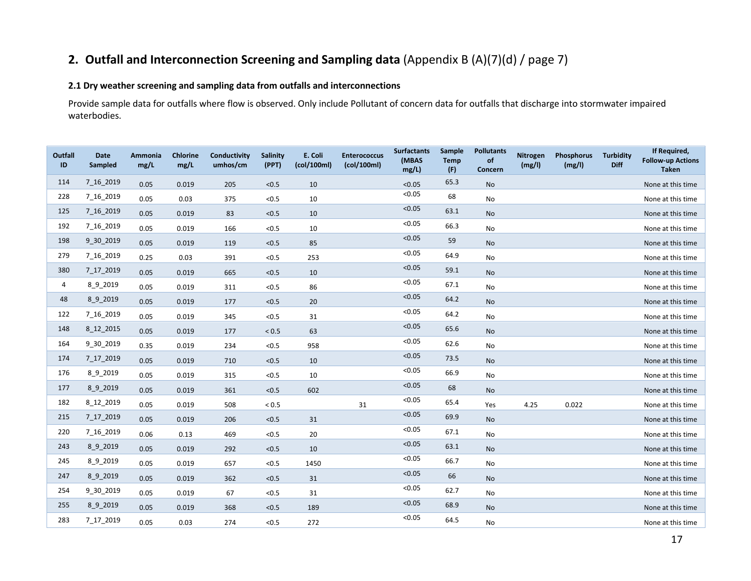## 2. Outfall and Interconnection Screening and Sampling data (Appendix B (A)(7)(d) / page 7)

### 2.1 Dry weather screening and sampling data from outfalls and interconnections

Provide sample data for outfalls where flow is observed. Only include Pollutant of concern data for outfalls that discharge into stormwater impaired waterbodies.

| Outfall ID | Date Sampled | Ammonia mg/L | Chlorine mg/L | Conductivity umhos/cm | Salinity (PPT) | E. Coli (col/100ml) | Enterococcus (col/100ml) | Surfactants (MBAS mg/L) | Sample Temp (F) | Pollutants of Concern | Nitrogen (mg/l) | Phosphorus (mg/l) | Turbidity Diff | If Required, Follow-up Actions Taken |
|---|---|---|---|---|---|---|---|---|---|---|---|---|---|---|
| 114 | 7_16_2019 | 0.05 | 0.019 | 205 | <0.5 | 10 | | <0.05 | 65.3 | No | | | | None at this time |
| 228 | 7_16_2019 | 0.05 | 0.03 | 375 | <0.5 | 10 | | <0.05 | 68 | No | | | | None at this time |
| 125 | 7_16_2019 | 0.05 | 0.019 | 83 | <0.5 | 10 | | <0.05 | 63.1 | No | | | | None at this time |
| 192 | 7_16_2019 | 0.05 | 0.019 | 166 | <0.5 | 10 | | <0.05 | 66.3 | No | | | | None at this time |
| 198 | 9_30_2019 | 0.05 | 0.019 | 119 | <0.5 | 85 | | <0.05 | 59 | No | | | | None at this time |
| 279 | 7_16_2019 | 0.25 | 0.03 | 391 | <0.5 | 253 | | <0.05 | 64.9 | No | | | | None at this time |
| 380 | 7_17_2019 | 0.05 | 0.019 | 665 | <0.5 | 10 | | <0.05 | 59.1 | No | | | | None at this time |
| 4 | 8_9_2019 | 0.05 | 0.019 | 311 | <0.5 | 86 | | <0.05 | 67.1 | No | | | | None at this time |
| 48 | 8_9_2019 | 0.05 | 0.019 | 177 | <0.5 | 20 | | <0.05 | 64.2 | No | | | | None at this time |
| 122 | 7_16_2019 | 0.05 | 0.019 | 345 | <0.5 | 31 | | <0.05 | 64.2 | No | | | | None at this time |
| 148 | 8_12_2015 | 0.05 | 0.019 | 177 | < 0.5 | 63 | | <0.05 | 65.6 | No | | | | None at this time |
| 164 | 9_30_2019 | 0.35 | 0.019 | 234 | <0.5 | 958 | | <0.05 | 62.6 | No | | | | None at this time |
| 174 | 7_17_2019 | 0.05 | 0.019 | 710 | <0.5 | 10 | | <0.05 | 73.5 | No | | | | None at this time |
| 176 | 8_9_2019 | 0.05 | 0.019 | 315 | <0.5 | 10 | | <0.05 | 66.9 | No | | | | None at this time |
| 177 | 8_9_2019 | 0.05 | 0.019 | 361 | <0.5 | 602 | | <0.05 | 68 | No | | | | None at this time |
| 182 | 8_12_2019 | 0.05 | 0.019 | 508 | < 0.5 | | 31 | <0.05 | 65.4 | Yes | 4.25 | 0.022 | | None at this time |
| 215 | 7_17_2019 | 0.05 | 0.019 | 206 | <0.5 | 31 | | <0.05 | 69.9 | No | | | | None at this time |
| 220 | 7_16_2019 | 0.06 | 0.13 | 469 | <0.5 | 20 | | <0.05 | 67.1 | No | | | | None at this time |
| 243 | 8_9_2019 | 0.05 | 0.019 | 292 | <0.5 | 10 | | <0.05 | 63.1 | No | | | | None at this time |
| 245 | 8_9_2019 | 0.05 | 0.019 | 657 | <0.5 | 1450 | | <0.05 | 66.7 | No | | | | None at this time |
| 247 | 8_9_2019 | 0.05 | 0.019 | 362 | <0.5 | 31 | | <0.05 | 66 | No | | | | None at this time |
| 254 | 9_30_2019 | 0.05 | 0.019 | 67 | <0.5 | 31 | | <0.05 | 62.7 | No | | | | None at this time |
| 255 | 8_9_2019 | 0.05 | 0.019 | 368 | <0.5 | 189 | | <0.05 | 68.9 | No | | | | None at this time |
| 283 | 7_17_2019 | 0.05 | 0.03 | 274 | <0.5 | 272 | | <0.05 | 64.5 | No | | | | None at this time |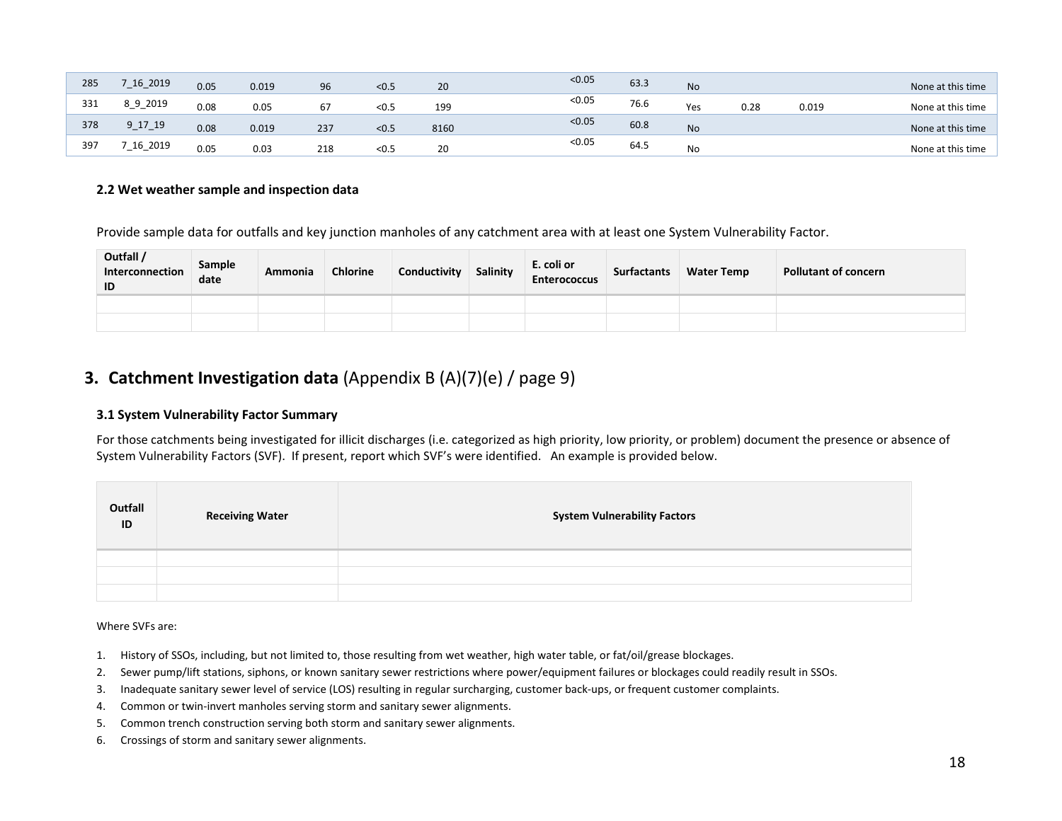| | | | | | | | | | | | | | | |
|---|---|---|---|---|---|---|---|---|---|---|---|---|---|---|
| 285 | 7_16_2019 | 0.05 | 0.019 | 96 | <0.5 | 20 | | <0.05 | 63.3 | No | | | | None at this time |
| 331 | 8_9_2019 | 0.08 | 0.05 | 67 | <0.5 | 199 | | <0.05 | 76.6 | Yes | 0.28 | 0.019 | | None at this time |
| 378 | 9_17_19 | 0.08 | 0.019 | 237 | <0.5 | 8160 | | <0.05 | 60.8 | No | | | | None at this time |
| 397 | 7_16_2019 | 0.05 | 0.03 | 218 | <0.5 | 20 | | <0.05 | 64.5 | No | | | | None at this time |

### 2.2 Wet weather sample and inspection data

Provide sample data for outfalls and key junction manholes of any catchment area with at least one System Vulnerability Factor.

| Outfall / Interconnection ID | Sample date | Ammonia | Chlorine | Conductivity | Salinity | E. coli or Enterococcus | Surfactants | Water Temp | Pollutant of concern |
|---|---|---|---|---|---|---|---|---|---|
| | | | | | | | | | |
| | | | | | | | | | |

## 3. **Catchment Investigation data** (Appendix B (A)(7)(e) / page 9)

### 3.1 System Vulnerability Factor Summary

For those catchments being investigated for illicit discharges (i.e. categorized as high priority, low priority, or problem) document the presence or absence of System Vulnerability Factors (SVF). If present, report which SVF's were identified. An example is provided below.

| Outfall ID | Receiving Water | System Vulnerability Factors |
|---|---|---|
| | | |
| | | |
| | | |

Where SVFs are:

1. History of SSOs, including, but not limited to, those resulting from wet weather, high water table, or fat/oil/grease blockages.
2. Sewer pump/lift stations, siphons, or known sanitary sewer restrictions where power/equipment failures or blockages could readily result in SSOs.
3. Inadequate sanitary sewer level of service (LOS) resulting in regular surcharging, customer back-ups, or frequent customer complaints.
4. Common or twin-invert manholes serving storm and sanitary sewer alignments.
5. Common trench construction serving both storm and sanitary sewer alignments.
6. Crossings of storm and sanitary sewer alignments.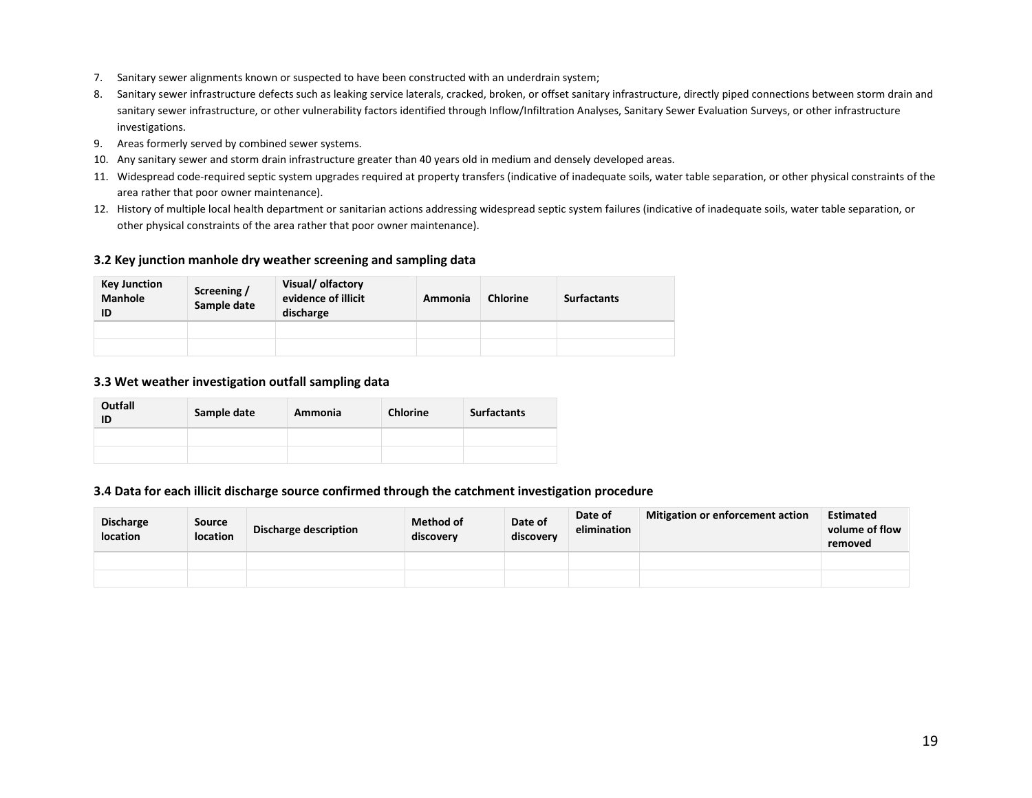7. Sanitary sewer alignments known or suspected to have been constructed with an underdrain system;
8. Sanitary sewer infrastructure defects such as leaking service laterals, cracked, broken, or offset sanitary infrastructure, directly piped connections between storm drain and sanitary sewer infrastructure, or other vulnerability factors identified through Inflow/Infiltration Analyses, Sanitary Sewer Evaluation Surveys, or other infrastructure investigations.
9. Areas formerly served by combined sewer systems.
10. Any sanitary sewer and storm drain infrastructure greater than 40 years old in medium and densely developed areas.
11. Widespread code-required septic system upgrades required at property transfers (indicative of inadequate soils, water table separation, or other physical constraints of the area rather that poor owner maintenance).
12. History of multiple local health department or sanitarian actions addressing widespread septic system failures (indicative of inadequate soils, water table separation, or other physical constraints of the area rather that poor owner maintenance).

### 3.2 Key junction manhole dry weather screening and sampling data

| Key Junction Manhole ID | Screening / Sample date | Visual/ olfactory evidence of illicit discharge | Ammonia | Chlorine | Surfactants |
|---|---|---|---|---|---|
| | | | | | |
| | | | | | |

### 3.3 Wet weather investigation outfall sampling data

| Outfall ID | Sample date | Ammonia | Chlorine | Surfactants |
|---|---|---|---|---|
| | | | | |
| | | | | |

### 3.4 Data for each illicit discharge source confirmed through the catchment investigation procedure

| Discharge location | Source location | Discharge description | Method of discovery | Date of discovery | Date of elimination | Mitigation or enforcement action | Estimated volume of flow removed |
|---|---|---|---|---|---|---|---|
| | | | | | | | |
| | | | | | | | |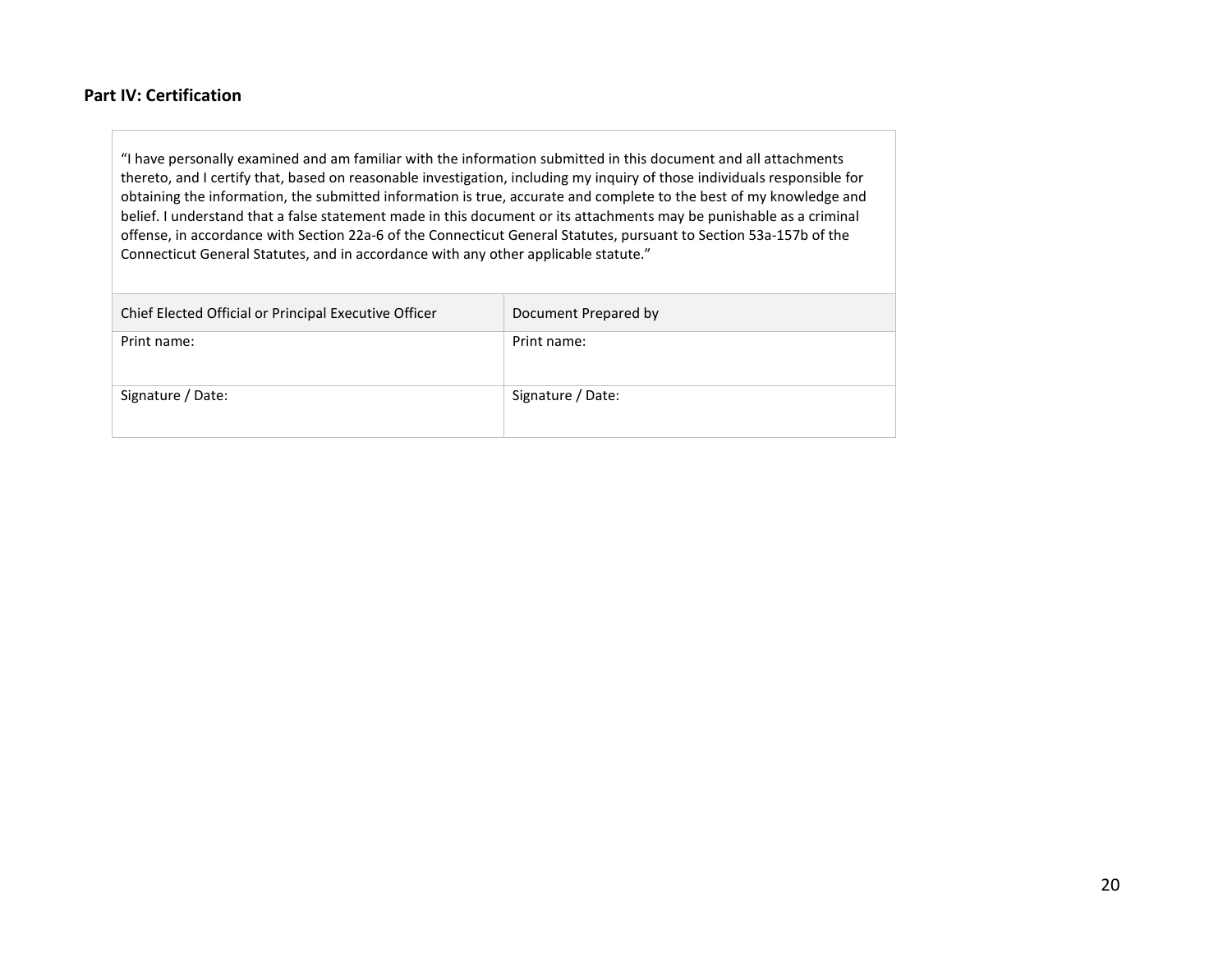## Part IV: Certification

"I have personally examined and am familiar with the information submitted in this document and all attachments thereto, and I certify that, based on reasonable investigation, including my inquiry of those individuals responsible for obtaining the information, the submitted information is true, accurate and complete to the best of my knowledge and belief. I understand that a false statement made in this document or its attachments may be punishable as a criminal offense, in accordance with Section 22a-6 of the Connecticut General Statutes, pursuant to Section 53a-157b of the Connecticut General Statutes, and in accordance with any other applicable statute."

| Chief Elected Official or Principal Executive Officer | Document Prepared by |
|---|---|
| Print name: | Print name: |
| Signature / Date: | Signature / Date: |